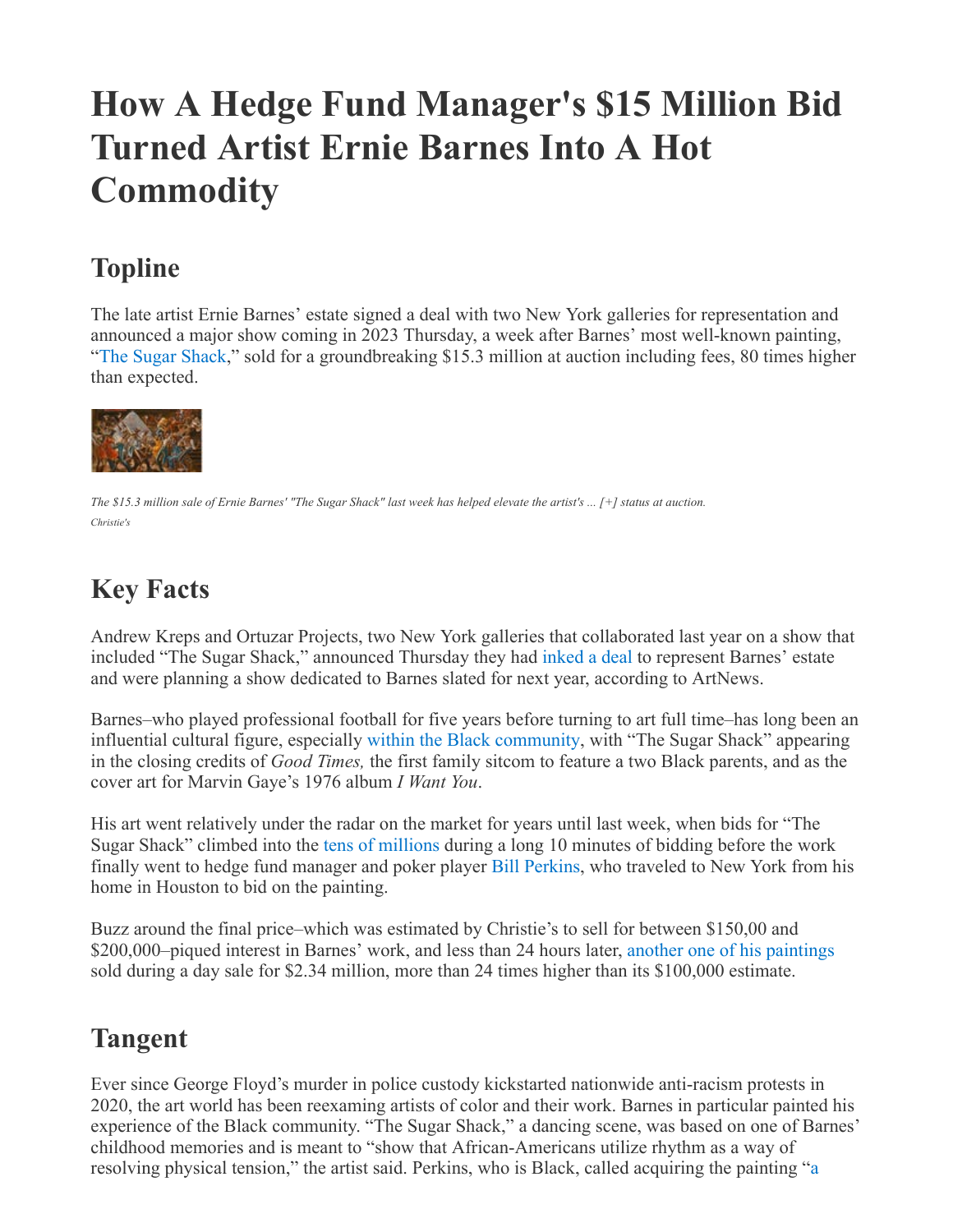# How A Hedge Fund Manager's $15 Million Bid Turned Artist Ernie Barnes Into A Hot Commodity

## Topline

The late artist Ernie Barnes' estate signed a deal with two New York galleries for representation and announced a major show coming in 2023 Thursday, a week after Barnes' most well-known painting, "The Sugar Shack," sold for a groundbreaking $15.3 million at auction including fees, 80 times higher than expected.

*The $15.3 million sale of Ernie Barnes' "The Sugar Shack" last week has helped elevate the artist's ... [+] status at auction.*
*Christie's*

## Key Facts

Andrew Kreps and Ortuzar Projects, two New York galleries that collaborated last year on a show that included "The Sugar Shack," announced Thursday they had inked a deal to represent Barnes' estate and were planning a show dedicated to Barnes slated for next year, according to ArtNews.

Barnes–who played professional football for five years before turning to art full time–has long been an influential cultural figure, especially within the Black community, with "The Sugar Shack" appearing in the closing credits of *Good Times,* the first family sitcom to feature a two Black parents, and as the cover art for Marvin Gaye's 1976 album *I Want You*.

His art went relatively under the radar on the market for years until last week, when bids for "The Sugar Shack" climbed into the tens of millions during a long 10 minutes of bidding before the work finally went to hedge fund manager and poker player Bill Perkins, who traveled to New York from his home in Houston to bid on the painting.

Buzz around the final price–which was estimated by Christie's to sell for between $150,00 and $200,000–piqued interest in Barnes' work, and less than 24 hours later, another one of his paintings sold during a day sale for $2.34 million, more than 24 times higher than its $100,000 estimate.

## Tangent

Ever since George Floyd's murder in police custody kickstarted nationwide anti-racism protests in 2020, the art world has been reexaming artists of color and their work. Barnes in particular painted his experience of the Black community. "The Sugar Shack," a dancing scene, was based on one of Barnes' childhood memories and is meant to "show that African-Americans utilize rhythm as a way of resolving physical tension," the artist said. Perkins, who is Black, called acquiring the painting "a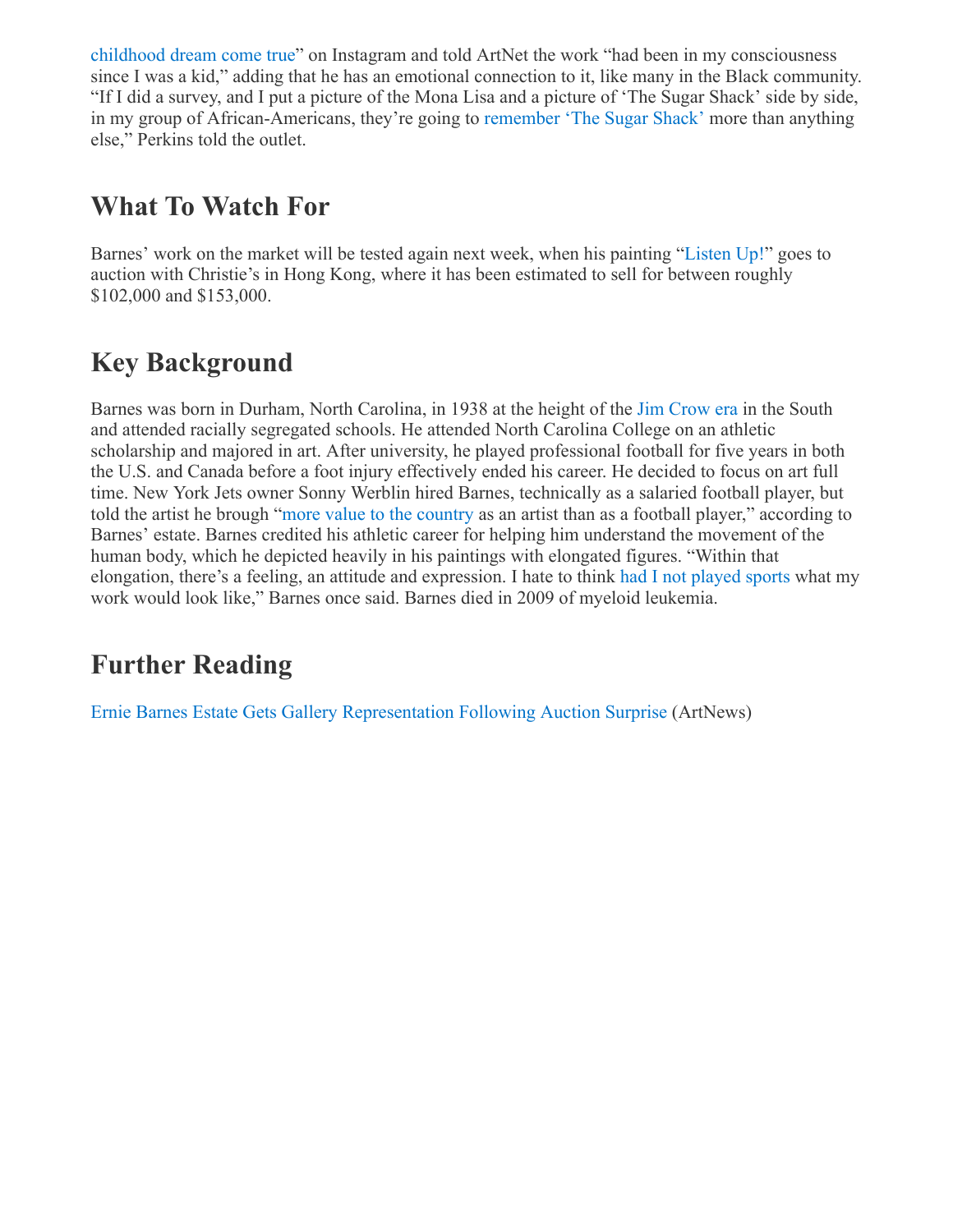childhood dream come true" on Instagram and told ArtNet the work "had been in my consciousness since I was a kid," adding that he has an emotional connection to it, like many in the Black community. "If I did a survey, and I put a picture of the Mona Lisa and a picture of 'The Sugar Shack' side by side, in my group of African-Americans, they're going to remember 'The Sugar Shack' more than anything else," Perkins told the outlet.

## What To Watch For

Barnes' work on the market will be tested again next week, when his painting "Listen Up!" goes to auction with Christie's in Hong Kong, where it has been estimated to sell for between roughly $102,000 and $153,000.

## Key Background

Barnes was born in Durham, North Carolina, in 1938 at the height of the Jim Crow era in the South and attended racially segregated schools. He attended North Carolina College on an athletic scholarship and majored in art. After university, he played professional football for five years in both the U.S. and Canada before a foot injury effectively ended his career. He decided to focus on art full time. New York Jets owner Sonny Werblin hired Barnes, technically as a salaried football player, but told the artist he brough "more value to the country as an artist than as a football player," according to Barnes' estate. Barnes credited his athletic career for helping him understand the movement of the human body, which he depicted heavily in his paintings with elongated figures. "Within that elongation, there's a feeling, an attitude and expression. I hate to think had I not played sports what my work would look like," Barnes once said. Barnes died in 2009 of myeloid leukemia.

## Further Reading

Ernie Barnes Estate Gets Gallery Representation Following Auction Surprise (ArtNews)